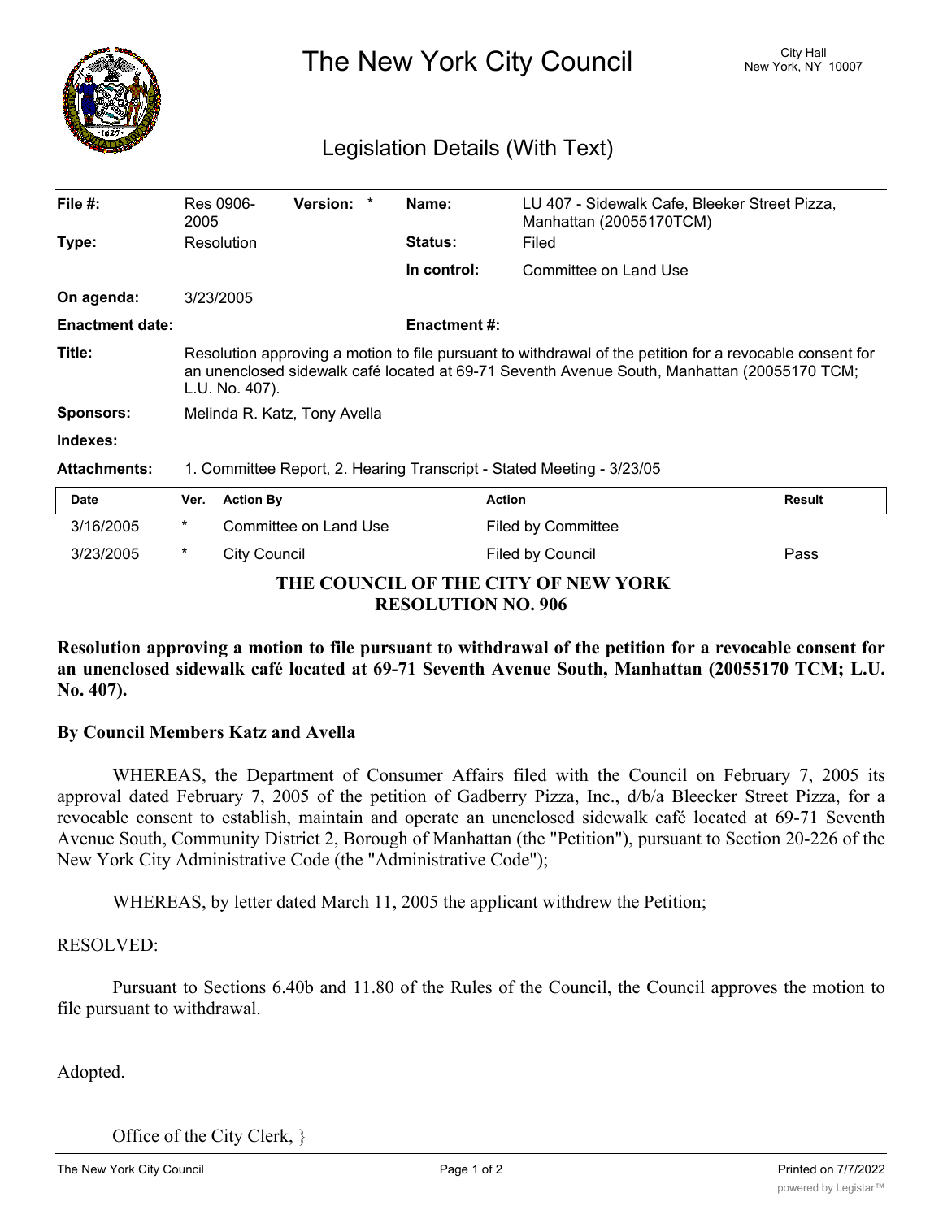# The New York City Council

City Hall
New York, NY 10007

## Legislation Details (With Text)

| | | | | | |
|---|---|---|---|---|---|
| **File #:** | Res 0906-2005 | **Version:** * | | **Name:** | LU 407 - Sidewalk Cafe, Bleeker Street Pizza, Manhattan (20055170TCM) |
| **Type:** | Resolution | | | **Status:** | Filed |
| | | | | **In control:** | Committee on Land Use |
| **On agenda:** | 3/23/2005 | | | | |
| **Enactment date:** | | | | **Enactment #:** | |

**Title:** Resolution approving a motion to file pursuant to withdrawal of the petition for a revocable consent for an unenclosed sidewalk café located at 69-71 Seventh Avenue South, Manhattan (20055170 TCM; L.U. No. 407).

**Sponsors:** Melinda R. Katz, Tony Avella

**Indexes:**

**Attachments:** 1. Committee Report, 2. Hearing Transcript - Stated Meeting - 3/23/05

| Date | Ver. | Action By | Action | Result |
|---|---|---|---|---|
| 3/16/2005 | * | Committee on Land Use | Filed by Committee | |
| 3/23/2005 | * | City Council | Filed by Council | Pass |

**THE COUNCIL OF THE CITY OF NEW YORK**
**RESOLUTION NO. 906**

**Resolution approving a motion to file pursuant to withdrawal of the petition for a revocable consent for an unenclosed sidewalk café located at 69-71 Seventh Avenue South, Manhattan (20055170 TCM; L.U. No. 407).**

**By Council Members Katz and Avella**

WHEREAS, the Department of Consumer Affairs filed with the Council on February 7, 2005 its approval dated February 7, 2005 of the petition of Gadberry Pizza, Inc., d/b/a Bleecker Street Pizza, for a revocable consent to establish, maintain and operate an unenclosed sidewalk café located at 69-71 Seventh Avenue South, Community District 2, Borough of Manhattan (the "Petition"), pursuant to Section 20-226 of the New York City Administrative Code (the "Administrative Code");

WHEREAS, by letter dated March 11, 2005 the applicant withdrew the Petition;

RESOLVED:

Pursuant to Sections 6.40b and 11.80 of the Rules of the Council, the Council approves the motion to file pursuant to withdrawal.

Adopted.

Office of the City Clerk, }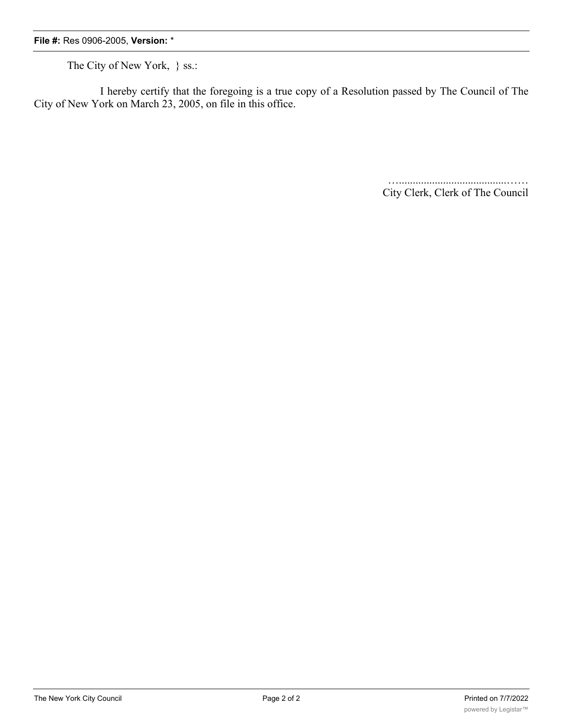The City of New York, } ss.:

I hereby certify that the foregoing is a true copy of a Resolution passed by The Council of The City of New York on March 23, 2005, on file in this office.

…........................................……
City Clerk, Clerk of The Council